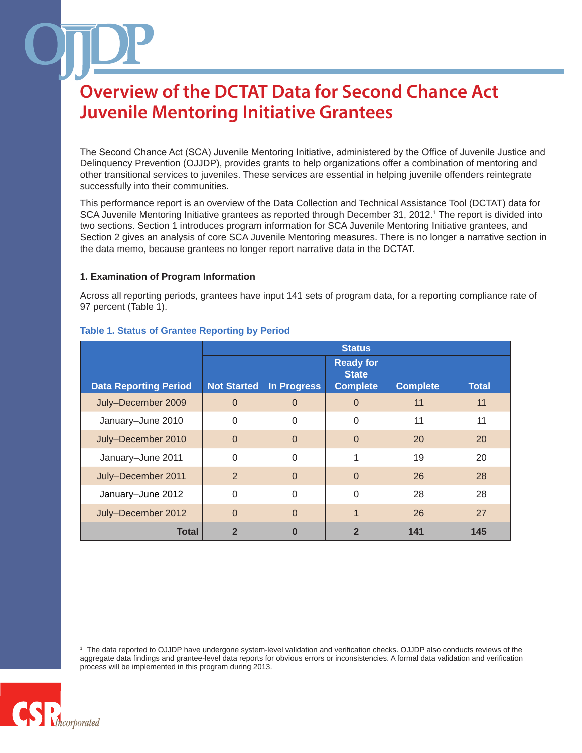# Overview of the DCTAT Data for Second Chance Act Juvenile Mentoring Initiative Grantees

The Second Chance Act (SCA) Juvenile Mentoring Initiative, administered by the Office of Juvenile Justice and Delinquency Prevention (OJJDP), provides grants to help organizations offer a combination of mentoring and other transitional services to juveniles. These services are essential in helping juvenile offenders reintegrate successfully into their communities.

This performance report is an overview of the Data Collection and Technical Assistance Tool (DCTAT) data for SCA Juvenile Mentoring Initiative grantees as reported through December 31, 2012.[1] The report is divided into two sections. Section 1 introduces program information for SCA Juvenile Mentoring Initiative grantees, and Section 2 gives an analysis of core SCA Juvenile Mentoring measures. There is no longer a narrative section in the data memo, because grantees no longer report narrative data in the DCTAT.

### 1. Examination of Program Information

Across all reporting periods, grantees have input 141 sets of program data, for a reporting compliance rate of 97 percent (Table 1).

**Table 1. Status of Grantee Reporting by Period**

| | Status | | | | |
|---|---|---|---|---|---|
| Data Reporting Period | Not Started | In Progress | Ready for State Complete | Complete | Total |
| July–December 2009 | 0 | 0 | 0 | 11 | 11 |
| January–June 2010 | 0 | 0 | 0 | 11 | 11 |
| July–December 2010 | 0 | 0 | 0 | 20 | 20 |
| January–June 2011 | 0 | 0 | 1 | 19 | 20 |
| July–December 2011 | 2 | 0 | 0 | 26 | 28 |
| January–June 2012 | 0 | 0 | 0 | 28 | 28 |
| July–December 2012 | 0 | 0 | 1 | 26 | 27 |
| **Total** | **2** | **0** | **2** | **141** | **145** |

[1] The data reported to OJJDP have undergone system-level validation and verification checks. OJJDP also conducts reviews of the aggregate data findings and grantee-level data reports for obvious errors or inconsistencies. A formal data validation and verification process will be implemented in this program during 2013.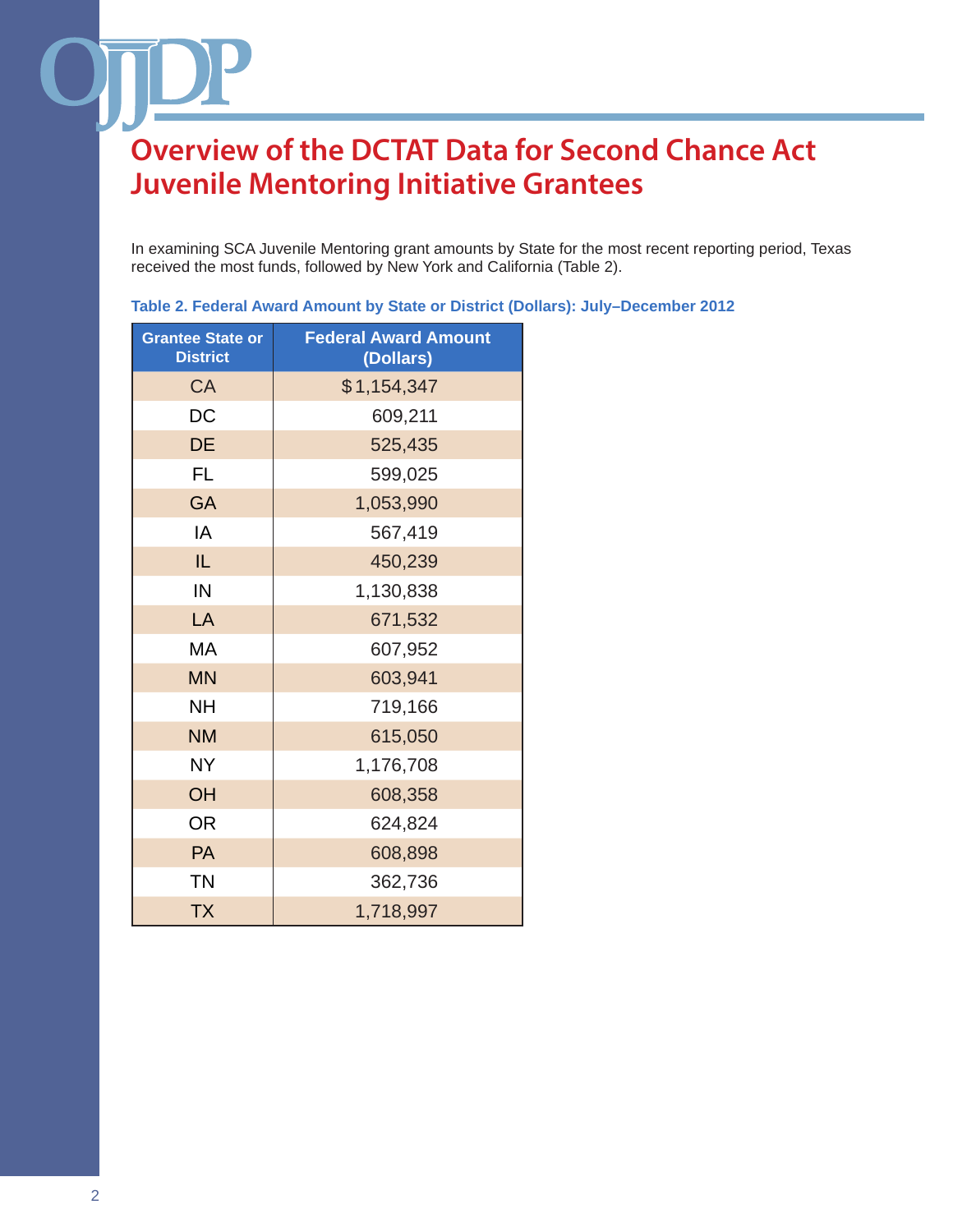# Overview of the DCTAT Data for Second Chance Act Juvenile Mentoring Initiative Grantees

In examining SCA Juvenile Mentoring grant amounts by State for the most recent reporting period, Texas received the most funds, followed by New York and California (Table 2).

**Table 2. Federal Award Amount by State or District (Dollars): July–December 2012**

| Grantee State or District | Federal Award Amount (Dollars) |
|---|---|
| CA | $1,154,347 |
| DC | 609,211 |
| DE | 525,435 |
| FL | 599,025 |
| GA | 1,053,990 |
| IA | 567,419 |
| IL | 450,239 |
| IN | 1,130,838 |
| LA | 671,532 |
| MA | 607,952 |
| MN | 603,941 |
| NH | 719,166 |
| NM | 615,050 |
| NY | 1,176,708 |
| OH | 608,358 |
| OR | 624,824 |
| PA | 608,898 |
| TN | 362,736 |
| TX | 1,718,997 |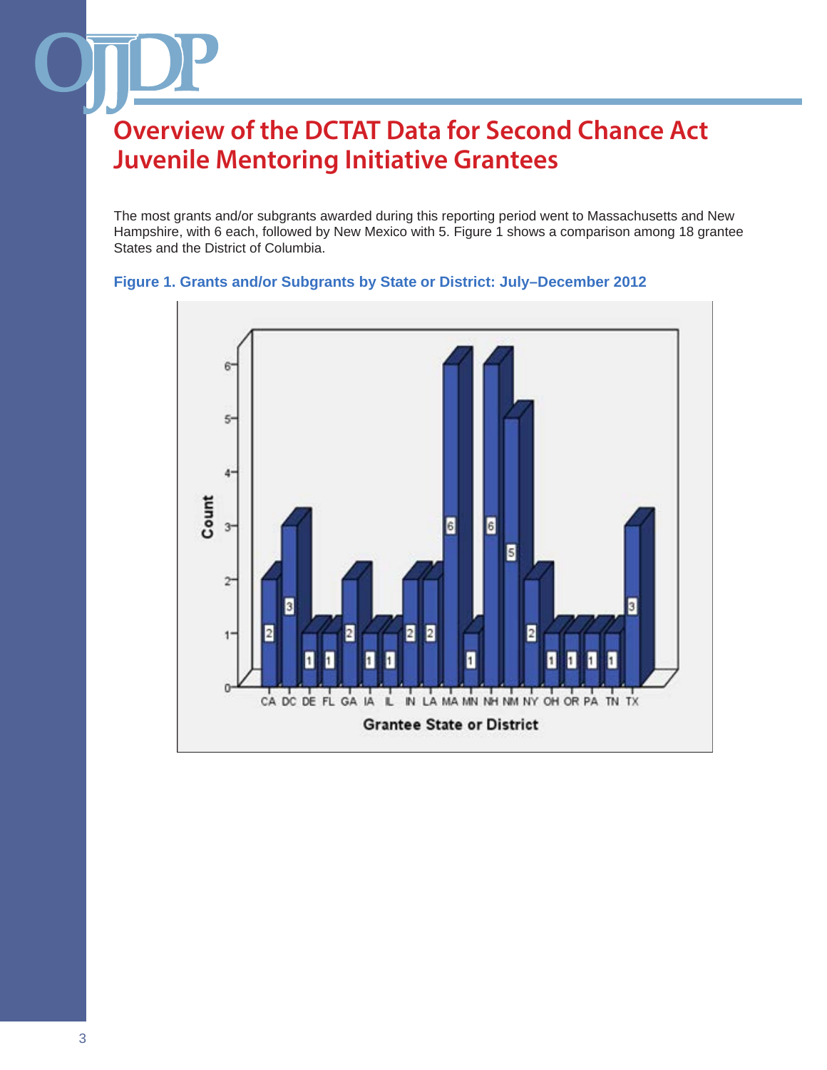# Overview of the DCTAT Data for Second Chance Act Juvenile Mentoring Initiative Grantees

The most grants and/or subgrants awarded during this reporting period went to Massachusetts and New Hampshire, with 6 each, followed by New Mexico with 5. Figure 1 shows a comparison among 18 grantee States and the District of Columbia.

**Figure 1. Grants and/or Subgrants by State or District: July–December 2012**

| Grantee State or District | Count |
|---|---|
| CA | 2 |
| DC | 3 |
| DE | 1 |
| FL | 1 |
| GA | 2 |
| IA | 1 |
| IL | 1 |
| IN | 2 |
| LA | 2 |
| MA | 6 |
| MN | 1 |
| NH | 6 |
| NM | 5 |
| NY | 2 |
| OH | 1 |
| OR | 1 |
| PA | 1 |
| TN | 1 |
| TX | 3 |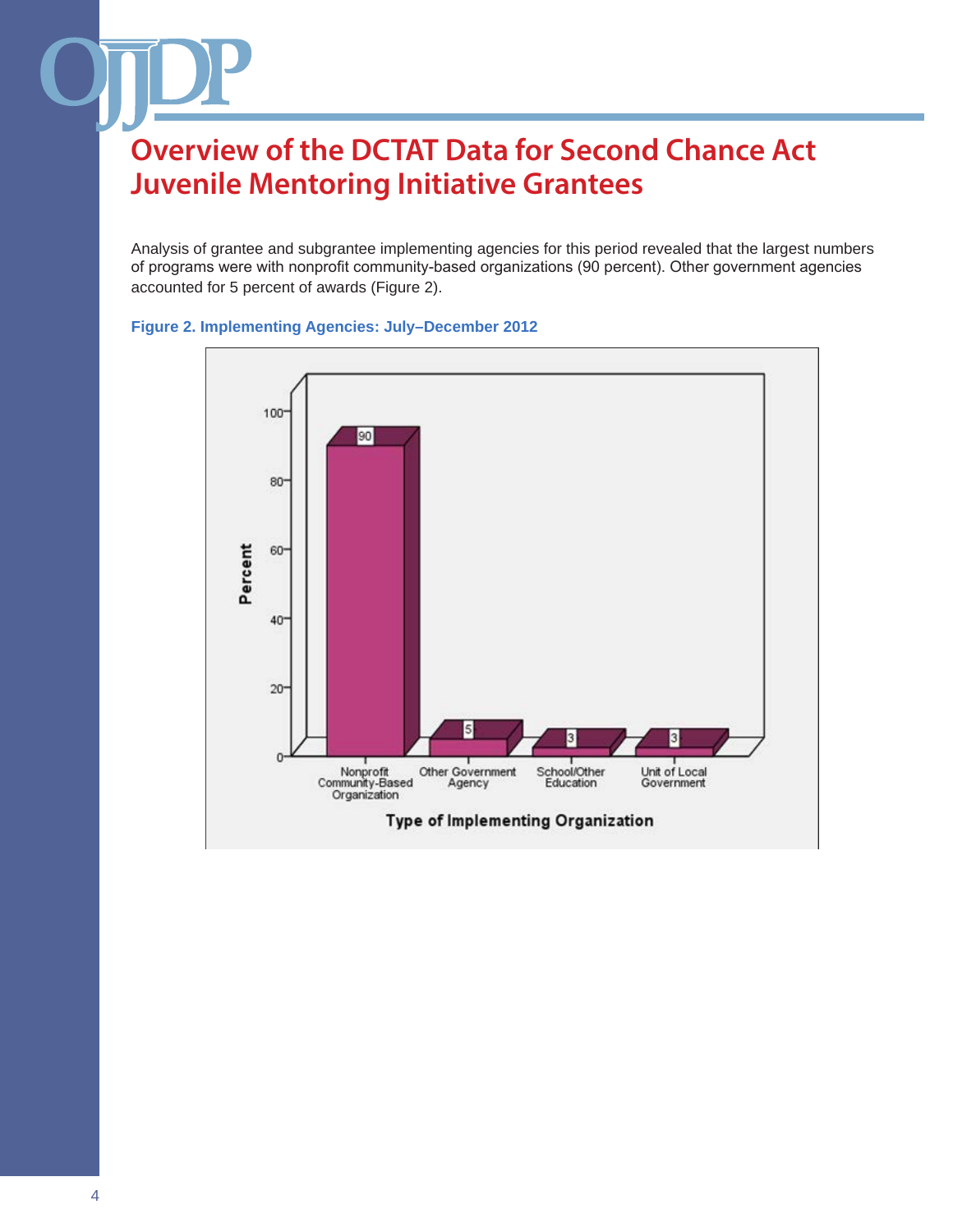# Overview of the DCTAT Data for Second Chance Act Juvenile Mentoring Initiative Grantees

Analysis of grantee and subgrantee implementing agencies for this period revealed that the largest numbers of programs were with nonprofit community-based organizations (90 percent). Other government agencies accounted for 5 percent of awards (Figure 2).

**Figure 2. Implementing Agencies: July–December 2012**

| Type of Implementing Organization | Percent |
|---|---|
| Nonprofit Community-Based Organization | 90 |
| Other Government Agency | 5 |
| School/Other Education | 3 |
| Unit of Local Government | 3 |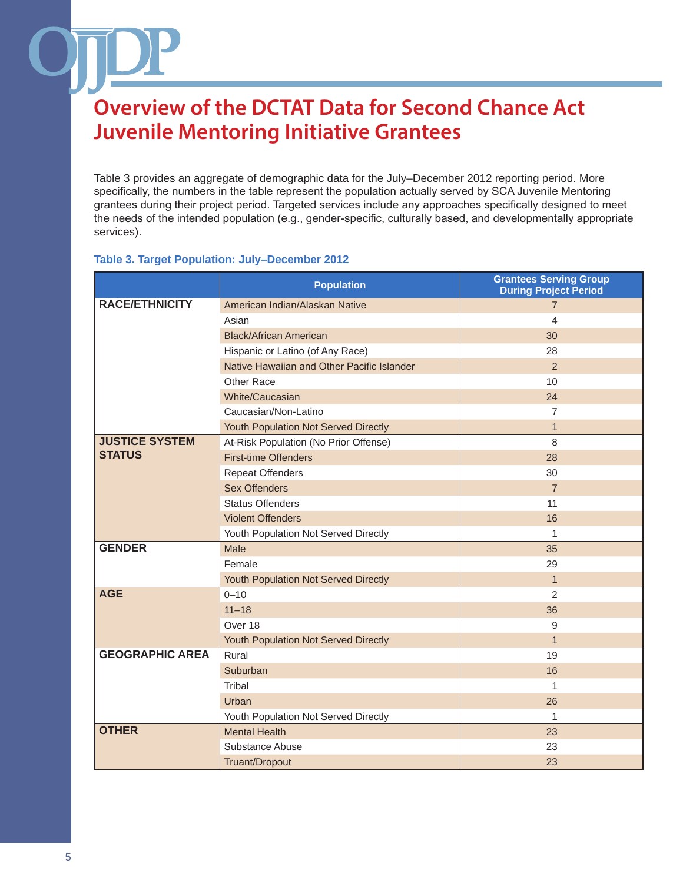# Overview of the DCTAT Data for Second Chance Act Juvenile Mentoring Initiative Grantees

Table 3 provides an aggregate of demographic data for the July–December 2012 reporting period. More specifically, the numbers in the table represent the population actually served by SCA Juvenile Mentoring grantees during their project period. Targeted services include any approaches specifically designed to meet the needs of the intended population (e.g., gender-specific, culturally based, and developmentally appropriate services).

**Table 3. Target Population: July–December 2012**

| | Population | Grantees Serving Group During Project Period |
|---|---|---|
| **RACE/ETHNICITY** | American Indian/Alaskan Native | 7 |
| | Asian | 4 |
| | Black/African American | 30 |
| | Hispanic or Latino (of Any Race) | 28 |
| | Native Hawaiian and Other Pacific Islander | 2 |
| | Other Race | 10 |
| | White/Caucasian | 24 |
| | Caucasian/Non-Latino | 7 |
| | Youth Population Not Served Directly | 1 |
| **JUSTICE SYSTEM STATUS** | At-Risk Population (No Prior Offense) | 8 |
| | First-time Offenders | 28 |
| | Repeat Offenders | 30 |
| | Sex Offenders | 7 |
| | Status Offenders | 11 |
| | Violent Offenders | 16 |
| | Youth Population Not Served Directly | 1 |
| **GENDER** | Male | 35 |
| | Female | 29 |
| | Youth Population Not Served Directly | 1 |
| **AGE** | 0–10 | 2 |
| | 11–18 | 36 |
| | Over 18 | 9 |
| | Youth Population Not Served Directly | 1 |
| **GEOGRAPHIC AREA** | Rural | 19 |
| | Suburban | 16 |
| | Tribal | 1 |
| | Urban | 26 |
| | Youth Population Not Served Directly | 1 |
| **OTHER** | Mental Health | 23 |
| | Substance Abuse | 23 |
| | Truant/Dropout | 23 |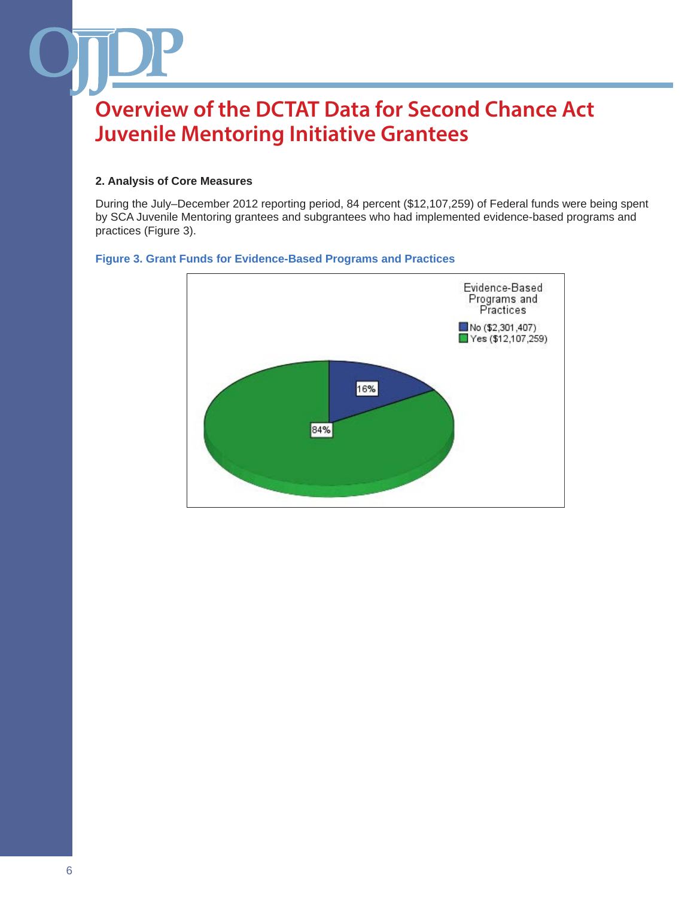# Overview of the DCTAT Data for Second Chance Act Juvenile Mentoring Initiative Grantees

**2. Analysis of Core Measures**

During the July–December 2012 reporting period, 84 percent ($12,107,259) of Federal funds were being spent by SCA Juvenile Mentoring grantees and subgrantees who had implemented evidence-based programs and practices (Figure 3).

**Figure 3. Grant Funds for Evidence-Based Programs and Practices**

Evidence-Based Programs and Practices

- No ($2,301,407)
- Yes ($12,107,259)

16%

84%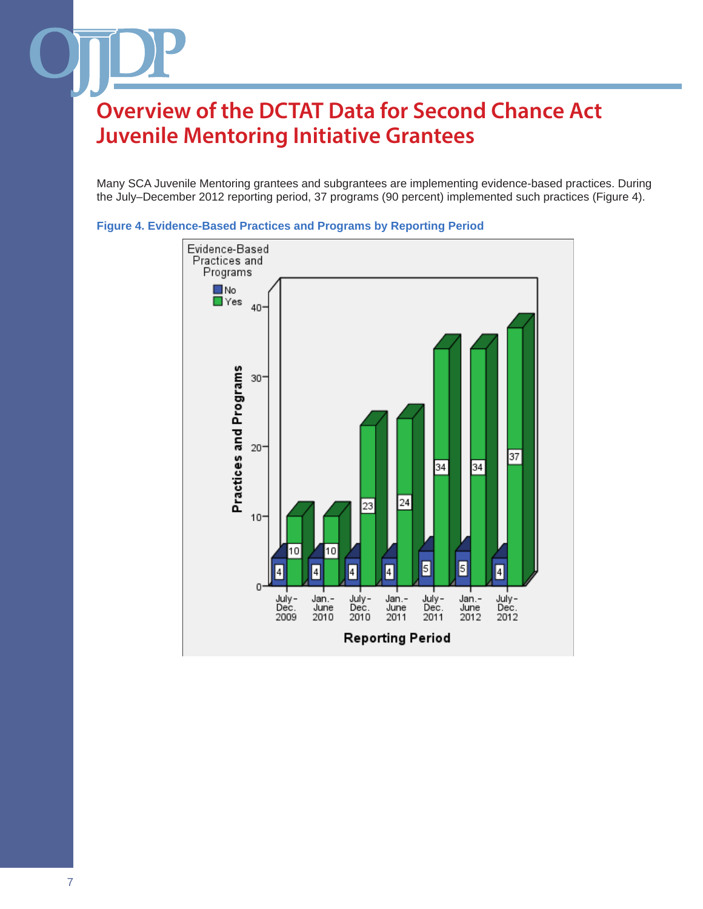# Overview of the DCTAT Data for Second Chance Act Juvenile Mentoring Initiative Grantees

Many SCA Juvenile Mentoring grantees and subgrantees are implementing evidence-based practices. During the July–December 2012 reporting period, 37 programs (90 percent) implemented such practices (Figure 4).

**Figure 4. Evidence-Based Practices and Programs by Reporting Period**

| Reporting Period | No | Yes |
|---|---|---|
| July–Dec. 2009 | 4 | 10 |
| Jan.–June 2010 | 4 | 10 |
| July–Dec. 2010 | 4 | 23 |
| Jan.–June 2011 | 4 | 24 |
| July–Dec. 2011 | 5 | 34 |
| Jan.–June 2012 | 5 | 34 |
| July–Dec. 2012 | 4 | 37 |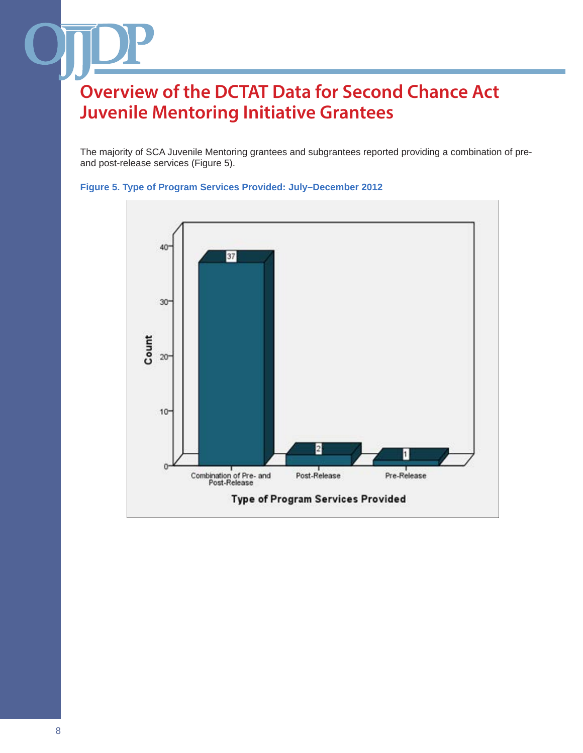# Overview of the DCTAT Data for Second Chance Act Juvenile Mentoring Initiative Grantees

The majority of SCA Juvenile Mentoring grantees and subgrantees reported providing a combination of pre- and post-release services (Figure 5).

**Figure 5. Type of Program Services Provided: July–December 2012**

| Type of Program Services Provided | Count |
| --- | --- |
| Combination of Pre- and Post-Release | 37 |
| Post-Release | 2 |
| Pre-Release | 1 |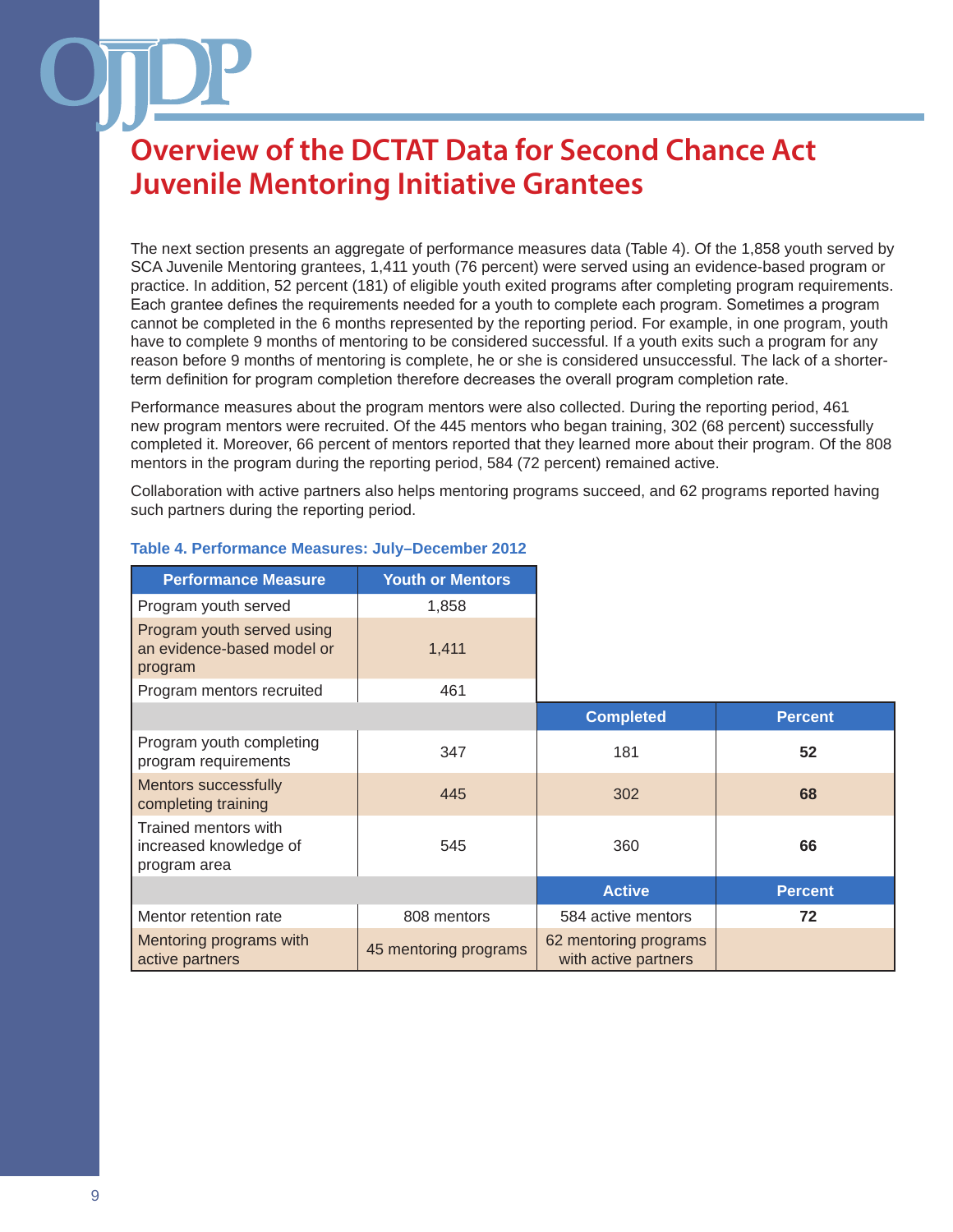# Overview of the DCTAT Data for Second Chance Act Juvenile Mentoring Initiative Grantees

The next section presents an aggregate of performance measures data (Table 4). Of the 1,858 youth served by SCA Juvenile Mentoring grantees, 1,411 youth (76 percent) were served using an evidence-based program or practice. In addition, 52 percent (181) of eligible youth exited programs after completing program requirements. Each grantee defines the requirements needed for a youth to complete each program. Sometimes a program cannot be completed in the 6 months represented by the reporting period. For example, in one program, youth have to complete 9 months of mentoring to be considered successful. If a youth exits such a program for any reason before 9 months of mentoring is complete, he or she is considered unsuccessful. The lack of a shorter-term definition for program completion therefore decreases the overall program completion rate.

Performance measures about the program mentors were also collected. During the reporting period, 461 new program mentors were recruited. Of the 445 mentors who began training, 302 (68 percent) successfully completed it. Moreover, 66 percent of mentors reported that they learned more about their program. Of the 808 mentors in the program during the reporting period, 584 (72 percent) remained active.

Collaboration with active partners also helps mentoring programs succeed, and 62 programs reported having such partners during the reporting period.

**Table 4. Performance Measures: July–December 2012**

| Performance Measure | Youth or Mentors | | |
|---|---|---|---|
| Program youth served | 1,858 | | |
| Program youth served using an evidence-based model or program | 1,411 | | |
| Program mentors recruited | 461 | | |
| | | **Completed** | **Percent** |
| Program youth completing program requirements | 347 | 181 | **52** |
| Mentors successfully completing training | 445 | 302 | **68** |
| Trained mentors with increased knowledge of program area | 545 | 360 | **66** |
| | | **Active** | **Percent** |
| Mentor retention rate | 808 mentors | 584 active mentors | **72** |
| Mentoring programs with active partners | 45 mentoring programs | 62 mentoring programs with active partners | |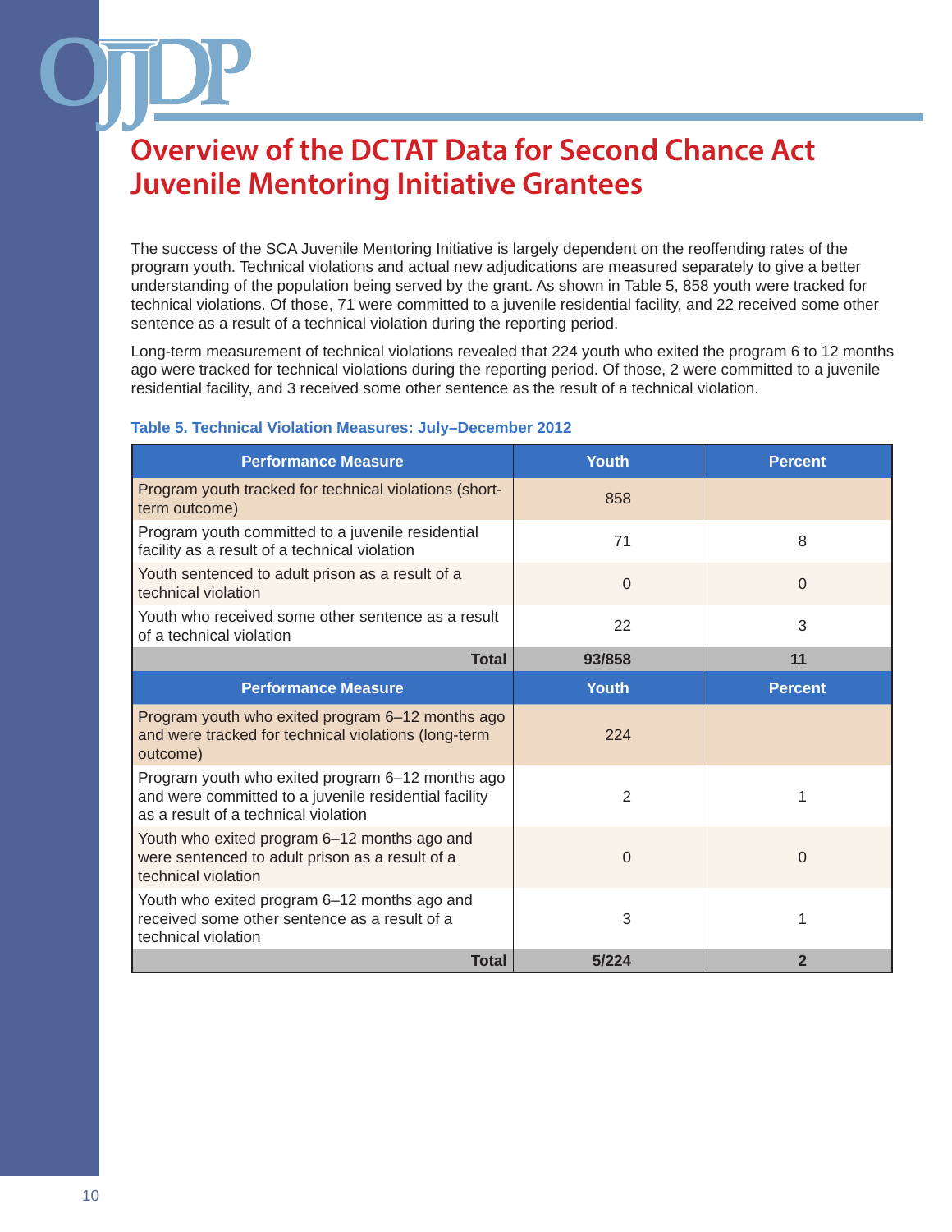# Overview of the DCTAT Data for Second Chance Act Juvenile Mentoring Initiative Grantees

The success of the SCA Juvenile Mentoring Initiative is largely dependent on the reoffending rates of the program youth. Technical violations and actual new adjudications are measured separately to give a better understanding of the population being served by the grant. As shown in Table 5, 858 youth were tracked for technical violations. Of those, 71 were committed to a juvenile residential facility, and 22 received some other sentence as a result of a technical violation during the reporting period.

Long-term measurement of technical violations revealed that 224 youth who exited the program 6 to 12 months ago were tracked for technical violations during the reporting period. Of those, 2 were committed to a juvenile residential facility, and 3 received some other sentence as the result of a technical violation.

**Table 5. Technical Violation Measures: July–December 2012**

| Performance Measure | Youth | Percent |
|---|---|---|
| Program youth tracked for technical violations (short-term outcome) | 858 | |
| Program youth committed to a juvenile residential facility as a result of a technical violation | 71 | 8 |
| Youth sentenced to adult prison as a result of a technical violation | 0 | 0 |
| Youth who received some other sentence as a result of a technical violation | 22 | 3 |
| **Total** | **93/858** | **11** |
| **Performance Measure** | **Youth** | **Percent** |
| Program youth who exited program 6–12 months ago and were tracked for technical violations (long-term outcome) | 224 | |
| Program youth who exited program 6–12 months ago and were committed to a juvenile residential facility as a result of a technical violation | 2 | 1 |
| Youth who exited program 6–12 months ago and were sentenced to adult prison as a result of a technical violation | 0 | 0 |
| Youth who exited program 6–12 months ago and received some other sentence as a result of a technical violation | 3 | 1 |
| **Total** | **5/224** | **2** |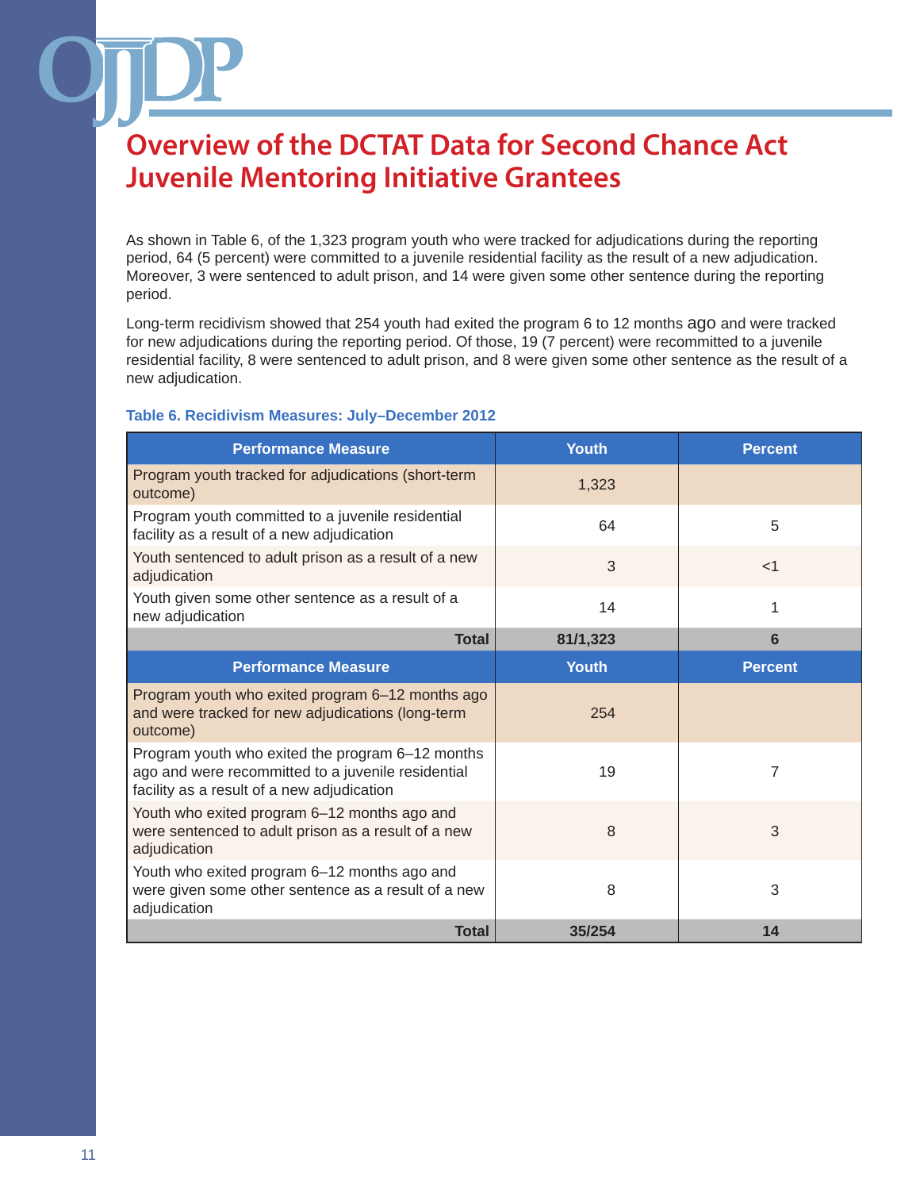# Overview of the DCTAT Data for Second Chance Act Juvenile Mentoring Initiative Grantees

As shown in Table 6, of the 1,323 program youth who were tracked for adjudications during the reporting period, 64 (5 percent) were committed to a juvenile residential facility as the result of a new adjudication. Moreover, 3 were sentenced to adult prison, and 14 were given some other sentence during the reporting period.

Long-term recidivism showed that 254 youth had exited the program 6 to 12 months ago and were tracked for new adjudications during the reporting period. Of those, 19 (7 percent) were recommitted to a juvenile residential facility, 8 were sentenced to adult prison, and 8 were given some other sentence as the result of a new adjudication.

**Table 6. Recidivism Measures: July–December 2012**

| Performance Measure | Youth | Percent |
|---|---|---|
| Program youth tracked for adjudications (short-term outcome) | 1,323 | |
| Program youth committed to a juvenile residential facility as a result of a new adjudication | 64 | 5 |
| Youth sentenced to adult prison as a result of a new adjudication | 3 | <1 |
| Youth given some other sentence as a result of a new adjudication | 14 | 1 |
| **Total** | **81/1,323** | **6** |
| **Performance Measure** | **Youth** | **Percent** |
| Program youth who exited program 6–12 months ago and were tracked for new adjudications (long-term outcome) | 254 | |
| Program youth who exited the program 6–12 months ago and were recommitted to a juvenile residential facility as a result of a new adjudication | 19 | 7 |
| Youth who exited program 6–12 months ago and were sentenced to adult prison as a result of a new adjudication | 8 | 3 |
| Youth who exited program 6–12 months ago and were given some other sentence as a result of a new adjudication | 8 | 3 |
| **Total** | **35/254** | **14** |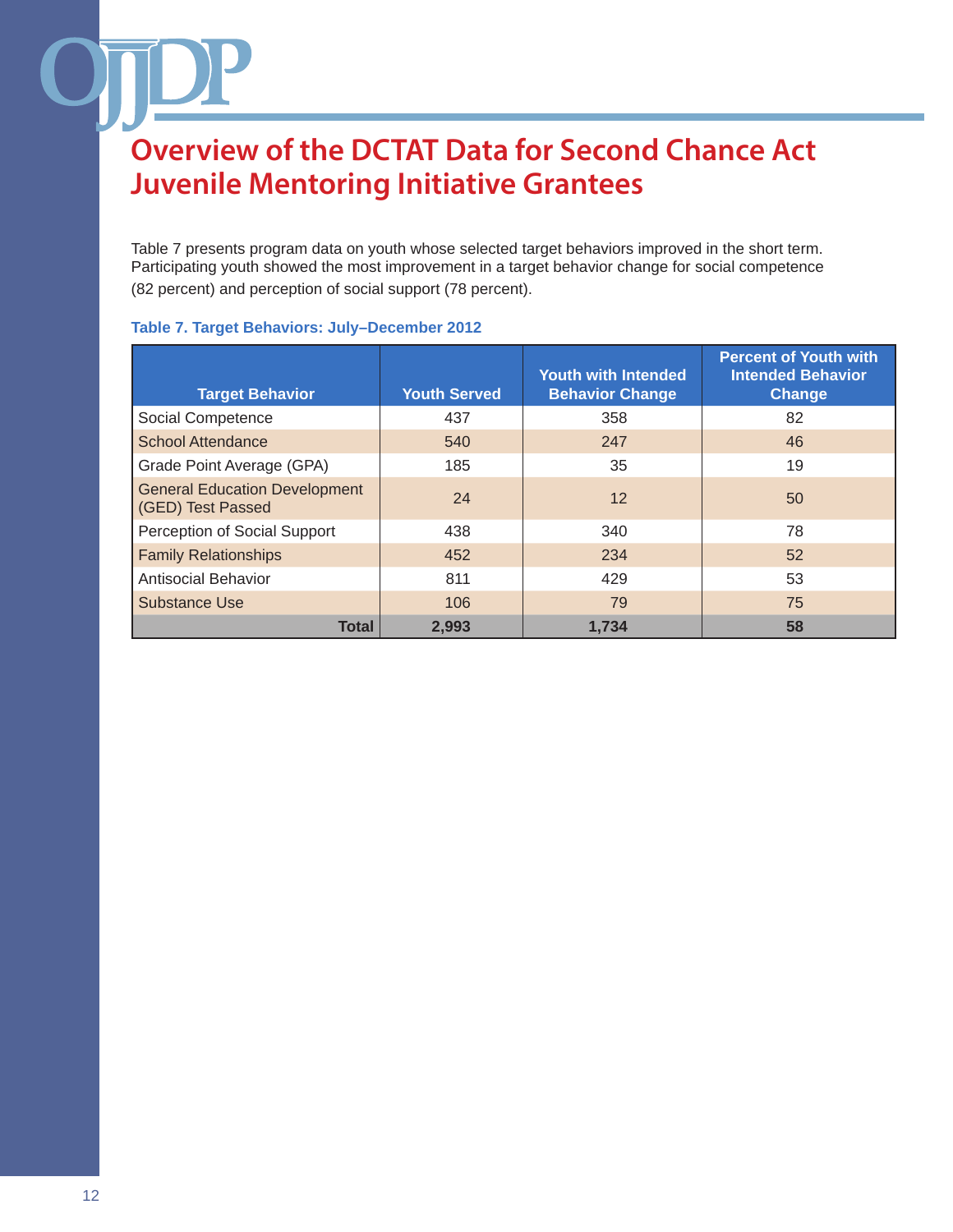# Overview of the DCTAT Data for Second Chance Act Juvenile Mentoring Initiative Grantees

Table 7 presents program data on youth whose selected target behaviors improved in the short term. Participating youth showed the most improvement in a target behavior change for social competence (82 percent) and perception of social support (78 percent).

**Table 7. Target Behaviors: July–December 2012**

| Target Behavior | Youth Served | Youth with Intended Behavior Change | Percent of Youth with Intended Behavior Change |
|---|---|---|---|
| Social Competence | 437 | 358 | 82 |
| School Attendance | 540 | 247 | 46 |
| Grade Point Average (GPA) | 185 | 35 | 19 |
| General Education Development (GED) Test Passed | 24 | 12 | 50 |
| Perception of Social Support | 438 | 340 | 78 |
| Family Relationships | 452 | 234 | 52 |
| Antisocial Behavior | 811 | 429 | 53 |
| Substance Use | 106 | 79 | 75 |
| **Total** | **2,993** | **1,734** | **58** |